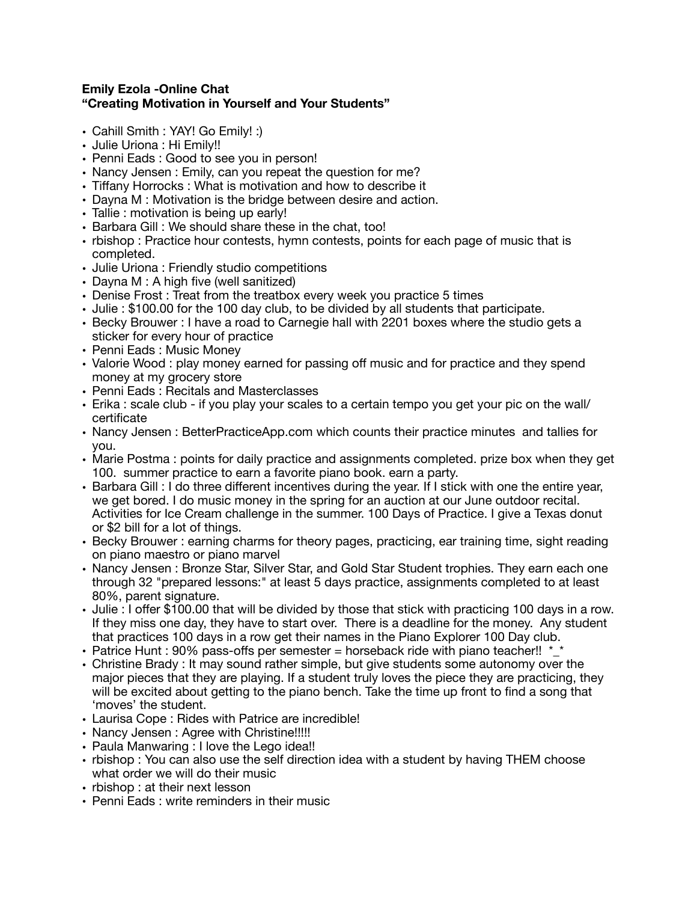**Emily Ezola -Online Chat**
**"Creating Motivation in Yourself and Your Students"**

- Cahill Smith : YAY! Go Emily! :)
- Julie Uriona : Hi Emily!!
- Penni Eads : Good to see you in person!
- Nancy Jensen : Emily, can you repeat the question for me?
- Tiffany Horrocks : What is motivation and how to describe it
- Dayna M : Motivation is the bridge between desire and action.
- Tallie : motivation is being up early!
- Barbara Gill : We should share these in the chat, too!
- rbishop : Practice hour contests, hymn contests, points for each page of music that is completed.
- Julie Uriona : Friendly studio competitions
- Dayna M : A high five (well sanitized)
- Denise Frost : Treat from the treatbox every week you practice 5 times
- Julie : $100.00 for the 100 day club, to be divided by all students that participate.
- Becky Brouwer : I have a road to Carnegie hall with 2201 boxes where the studio gets a sticker for every hour of practice
- Penni Eads : Music Money
- Valorie Wood : play money earned for passing off music and for practice and they spend money at my grocery store
- Penni Eads : Recitals and Masterclasses
- Erika : scale club - if you play your scales to a certain tempo you get your pic on the wall/ certificate
- Nancy Jensen : BetterPracticeApp.com which counts their practice minutes and tallies for you.
- Marie Postma : points for daily practice and assignments completed. prize box when they get 100. summer practice to earn a favorite piano book. earn a party.
- Barbara Gill : I do three different incentives during the year. If I stick with one the entire year, we get bored. I do music money in the spring for an auction at our June outdoor recital. Activities for Ice Cream challenge in the summer. 100 Days of Practice. I give a Texas donut or $2 bill for a lot of things.
- Becky Brouwer : earning charms for theory pages, practicing, ear training time, sight reading on piano maestro or piano marvel
- Nancy Jensen : Bronze Star, Silver Star, and Gold Star Student trophies. They earn each one through 32 "prepared lessons:" at least 5 days practice, assignments completed to at least 80%, parent signature.
- Julie : I offer $100.00 that will be divided by those that stick with practicing 100 days in a row. If they miss one day, they have to start over. There is a deadline for the money. Any student that practices 100 days in a row get their names in the Piano Explorer 100 Day club.
- Patrice Hunt : 90% pass-offs per semester = horseback ride with piano teacher!! *_*
- Christine Brady : It may sound rather simple, but give students some autonomy over the major pieces that they are playing. If a student truly loves the piece they are practicing, they will be excited about getting to the piano bench. Take the time up front to find a song that 'moves' the student.
- Laurisa Cope : Rides with Patrice are incredible!
- Nancy Jensen : Agree with Christine!!!!!
- Paula Manwaring : I love the Lego idea!!
- rbishop : You can also use the self direction idea with a student by having THEM choose what order we will do their music
- rbishop : at their next lesson
- Penni Eads : write reminders in their music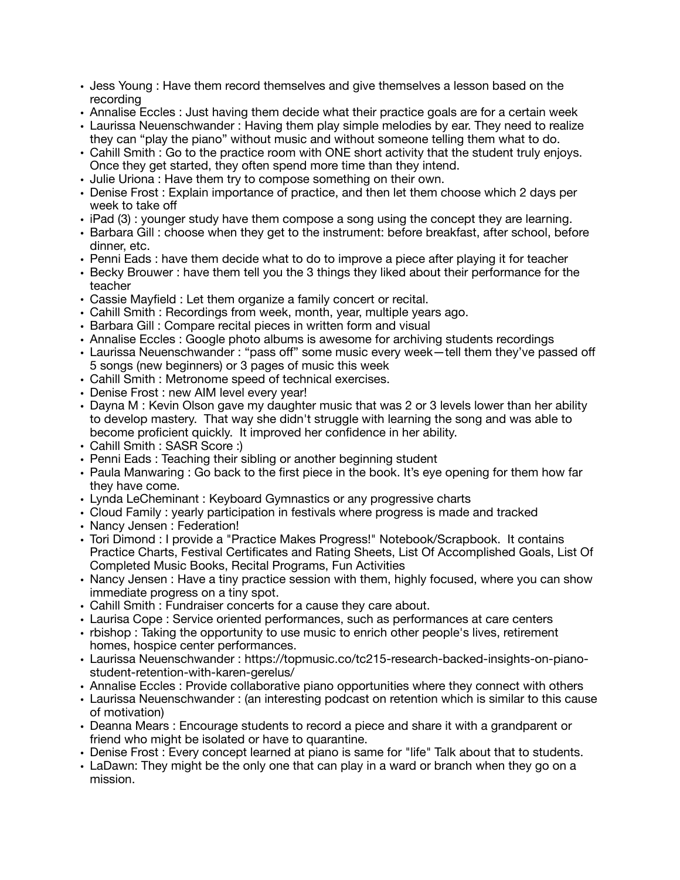- Jess Young : Have them record themselves and give themselves a lesson based on the recording
- Annalise Eccles : Just having them decide what their practice goals are for a certain week
- Laurissa Neuenschwander : Having them play simple melodies by ear. They need to realize they can "play the piano" without music and without someone telling them what to do.
- Cahill Smith : Go to the practice room with ONE short activity that the student truly enjoys. Once they get started, they often spend more time than they intend.
- Julie Uriona : Have them try to compose something on their own.
- Denise Frost : Explain importance of practice, and then let them choose which 2 days per week to take off
- iPad (3) : younger study have them compose a song using the concept they are learning.
- Barbara Gill : choose when they get to the instrument: before breakfast, after school, before dinner, etc.
- Penni Eads : have them decide what to do to improve a piece after playing it for teacher
- Becky Brouwer : have them tell you the 3 things they liked about their performance for the teacher
- Cassie Mayfield : Let them organize a family concert or recital.
- Cahill Smith : Recordings from week, month, year, multiple years ago.
- Barbara Gill : Compare recital pieces in written form and visual
- Annalise Eccles : Google photo albums is awesome for archiving students recordings
- Laurissa Neuenschwander : "pass off" some music every week—tell them they've passed off 5 songs (new beginners) or 3 pages of music this week
- Cahill Smith : Metronome speed of technical exercises.
- Denise Frost : new AIM level every year!
- Dayna M : Kevin Olson gave my daughter music that was 2 or 3 levels lower than her ability to develop mastery. That way she didn't struggle with learning the song and was able to become proficient quickly. It improved her confidence in her ability.
- Cahill Smith : SASR Score :)
- Penni Eads : Teaching their sibling or another beginning student
- Paula Manwaring : Go back to the first piece in the book. It's eye opening for them how far they have come.
- Lynda LeCheminant : Keyboard Gymnastics or any progressive charts
- Cloud Family : yearly participation in festivals where progress is made and tracked
- Nancy Jensen : Federation!
- Tori Dimond : I provide a "Practice Makes Progress!" Notebook/Scrapbook. It contains Practice Charts, Festival Certificates and Rating Sheets, List Of Accomplished Goals, List Of Completed Music Books, Recital Programs, Fun Activities
- Nancy Jensen : Have a tiny practice session with them, highly focused, where you can show immediate progress on a tiny spot.
- Cahill Smith : Fundraiser concerts for a cause they care about.
- Laurisa Cope : Service oriented performances, such as performances at care centers
- rbishop : Taking the opportunity to use music to enrich other people's lives, retirement homes, hospice center performances.
- Laurissa Neuenschwander : https://topmusic.co/tc215-research-backed-insights-on-piano-student-retention-with-karen-gerelus/
- Annalise Eccles : Provide collaborative piano opportunities where they connect with others
- Laurissa Neuenschwander : (an interesting podcast on retention which is similar to this cause of motivation)
- Deanna Mears : Encourage students to record a piece and share it with a grandparent or friend who might be isolated or have to quarantine.
- Denise Frost : Every concept learned at piano is same for "life" Talk about that to students.
- LaDawn: They might be the only one that can play in a ward or branch when they go on a mission.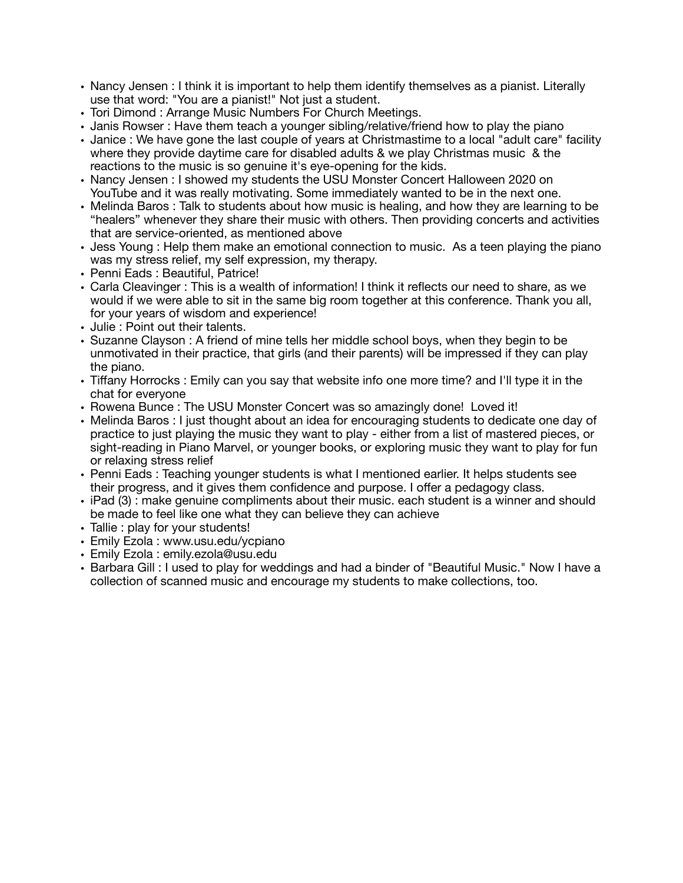- Nancy Jensen : I think it is important to help them identify themselves as a pianist. Literally use that word: "You are a pianist!" Not just a student.
- Tori Dimond : Arrange Music Numbers For Church Meetings.
- Janis Rowser : Have them teach a younger sibling/relative/friend how to play the piano
- Janice : We have gone the last couple of years at Christmastime to a local "adult care" facility where they provide daytime care for disabled adults & we play Christmas music & the reactions to the music is so genuine it's eye-opening for the kids.
- Nancy Jensen : I showed my students the USU Monster Concert Halloween 2020 on YouTube and it was really motivating. Some immediately wanted to be in the next one.
- Melinda Baros : Talk to students about how music is healing, and how they are learning to be "healers" whenever they share their music with others. Then providing concerts and activities that are service-oriented, as mentioned above
- Jess Young : Help them make an emotional connection to music. As a teen playing the piano was my stress relief, my self expression, my therapy.
- Penni Eads : Beautiful, Patrice!
- Carla Cleavinger : This is a wealth of information! I think it reflects our need to share, as we would if we were able to sit in the same big room together at this conference. Thank you all, for your years of wisdom and experience!
- Julie : Point out their talents.
- Suzanne Clayson : A friend of mine tells her middle school boys, when they begin to be unmotivated in their practice, that girls (and their parents) will be impressed if they can play the piano.
- Tiffany Horrocks : Emily can you say that website info one more time? and I'll type it in the chat for everyone
- Rowena Bunce : The USU Monster Concert was so amazingly done! Loved it!
- Melinda Baros : I just thought about an idea for encouraging students to dedicate one day of practice to just playing the music they want to play - either from a list of mastered pieces, or sight-reading in Piano Marvel, or younger books, or exploring music they want to play for fun or relaxing stress relief
- Penni Eads : Teaching younger students is what I mentioned earlier. It helps students see their progress, and it gives them confidence and purpose. I offer a pedagogy class.
- iPad (3) : make genuine compliments about their music. each student is a winner and should be made to feel like one what they can believe they can achieve
- Tallie : play for your students!
- Emily Ezola : www.usu.edu/ycpiano
- Emily Ezola : emily.ezola@usu.edu
- Barbara Gill : I used to play for weddings and had a binder of "Beautiful Music." Now I have a collection of scanned music and encourage my students to make collections, too.